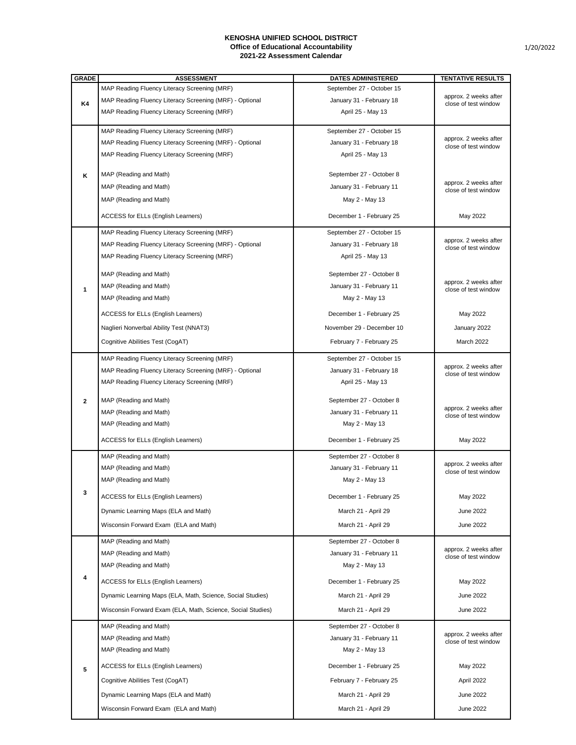**KENOSHA UNIFIED SCHOOL DISTRICT**
**Office of Educational Accountability**
**2021-22 Assessment Calendar**

1/20/2022

| GRADE | ASSESSMENT | DATES ADMINISTERED | TENTATIVE RESULTS |
|---|---|---|---|
| K4 | MAP Reading Fluency Literacy Screening (MRF) | September 27 - October 15 | approx. 2 weeks after close of test window |
| | MAP Reading Fluency Literacy Screening (MRF) - Optional | January 31 - February 18 | |
| | MAP Reading Fluency Literacy Screening (MRF) | April 25 - May 13 | |
| K | MAP Reading Fluency Literacy Screening (MRF) | September 27 - October 15 | approx. 2 weeks after close of test window |
| | MAP Reading Fluency Literacy Screening (MRF) - Optional | January 31 - February 18 | |
| | MAP Reading Fluency Literacy Screening (MRF) | April 25 - May 13 | |
| | MAP (Reading and Math) | September 27 - October 8 | approx. 2 weeks after close of test window |
| | MAP (Reading and Math) | January 31 - February 11 | |
| | MAP (Reading and Math) | May 2 - May 13 | |
| | ACCESS for ELLs (English Learners) | December 1 - February 25 | May 2022 |
| 1 | MAP Reading Fluency Literacy Screening (MRF) | September 27 - October 15 | approx. 2 weeks after close of test window |
| | MAP Reading Fluency Literacy Screening (MRF) - Optional | January 31 - February 18 | |
| | MAP Reading Fluency Literacy Screening (MRF) | April 25 - May 13 | |
| | MAP (Reading and Math) | September 27 - October 8 | approx. 2 weeks after close of test window |
| | MAP (Reading and Math) | January 31 - February 11 | |
| | MAP (Reading and Math) | May 2 - May 13 | |
| | ACCESS for ELLs (English Learners) | December 1 - February 25 | May 2022 |
| | Naglieri Nonverbal Ability Test (NNAT3) | November 29 - December 10 | January 2022 |
| | Cognitive Abilities Test (CogAT) | February 7 - February 25 | March 2022 |
| 2 | MAP Reading Fluency Literacy Screening (MRF) | September 27 - October 15 | approx. 2 weeks after close of test window |
| | MAP Reading Fluency Literacy Screening (MRF) - Optional | January 31 - February 18 | |
| | MAP Reading Fluency Literacy Screening (MRF) | April 25 - May 13 | |
| | MAP (Reading and Math) | September 27 - October 8 | approx. 2 weeks after close of test window |
| | MAP (Reading and Math) | January 31 - February 11 | |
| | MAP (Reading and Math) | May 2 - May 13 | |
| | ACCESS for ELLs (English Learners) | December 1 - February 25 | May 2022 |
| 3 | MAP (Reading and Math) | September 27 - October 8 | approx. 2 weeks after close of test window |
| | MAP (Reading and Math) | January 31 - February 11 | |
| | MAP (Reading and Math) | May 2 - May 13 | |
| | ACCESS for ELLs (English Learners) | December 1 - February 25 | May 2022 |
| | Dynamic Learning Maps (ELA and Math) | March 21 - April 29 | June 2022 |
| | Wisconsin Forward Exam (ELA and Math) | March 21 - April 29 | June 2022 |
| 4 | MAP (Reading and Math) | September 27 - October 8 | approx. 2 weeks after close of test window |
| | MAP (Reading and Math) | January 31 - February 11 | |
| | MAP (Reading and Math) | May 2 - May 13 | |
| | ACCESS for ELLs (English Learners) | December 1 - February 25 | May 2022 |
| | Dynamic Learning Maps (ELA, Math, Science, Social Studies) | March 21 - April 29 | June 2022 |
| | Wisconsin Forward Exam (ELA, Math, Science, Social Studies) | March 21 - April 29 | June 2022 |
| 5 | MAP (Reading and Math) | September 27 - October 8 | approx. 2 weeks after close of test window |
| | MAP (Reading and Math) | January 31 - February 11 | |
| | MAP (Reading and Math) | May 2 - May 13 | |
| | ACCESS for ELLs (English Learners) | December 1 - February 25 | May 2022 |
| | Cognitive Abilities Test (CogAT) | February 7 - February 25 | April 2022 |
| | Dynamic Learning Maps (ELA and Math) | March 21 - April 29 | June 2022 |
| | Wisconsin Forward Exam (ELA and Math) | March 21 - April 29 | June 2022 |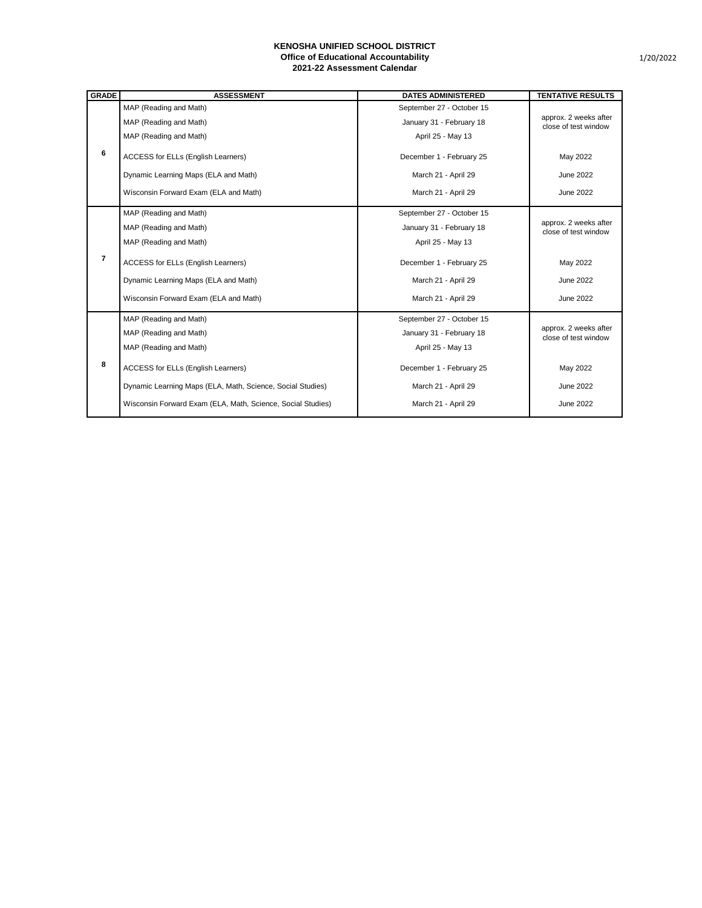**KENOSHA UNIFIED SCHOOL DISTRICT**
**Office of Educational Accountability**
**2021-22 Assessment Calendar**

1/20/2022

| GRADE | ASSESSMENT | DATES ADMINISTERED | TENTATIVE RESULTS |
|---|---|---|---|
| 6 | MAP (Reading and Math) | September 27 - October 15 | approx. 2 weeks after close of test window |
| | MAP (Reading and Math) | January 31 - February 18 | |
| | MAP (Reading and Math) | April 25 - May 13 | |
| | ACCESS for ELLs (English Learners) | December 1 - February 25 | May 2022 |
| | Dynamic Learning Maps (ELA and Math) | March 21 - April 29 | June 2022 |
| | Wisconsin Forward Exam (ELA and Math) | March 21 - April 29 | June 2022 |
| 7 | MAP (Reading and Math) | September 27 - October 15 | approx. 2 weeks after close of test window |
| | MAP (Reading and Math) | January 31 - February 18 | |
| | MAP (Reading and Math) | April 25 - May 13 | |
| | ACCESS for ELLs (English Learners) | December 1 - February 25 | May 2022 |
| | Dynamic Learning Maps (ELA and Math) | March 21 - April 29 | June 2022 |
| | Wisconsin Forward Exam (ELA and Math) | March 21 - April 29 | June 2022 |
| 8 | MAP (Reading and Math) | September 27 - October 15 | approx. 2 weeks after close of test window |
| | MAP (Reading and Math) | January 31 - February 18 | |
| | MAP (Reading and Math) | April 25 - May 13 | |
| | ACCESS for ELLs (English Learners) | December 1 - February 25 | May 2022 |
| | Dynamic Learning Maps (ELA, Math, Science, Social Studies) | March 21 - April 29 | June 2022 |
| | Wisconsin Forward Exam (ELA, Math, Science, Social Studies) | March 21 - April 29 | June 2022 |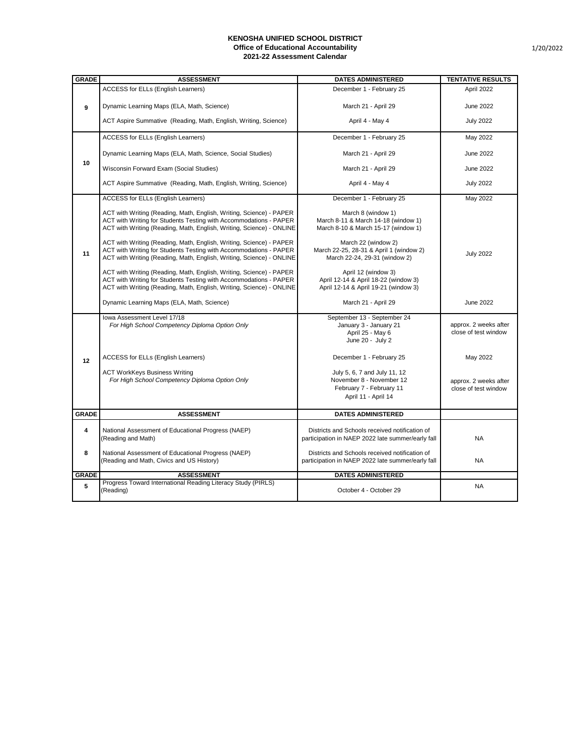**KENOSHA UNIFIED SCHOOL DISTRICT**
**Office of Educational Accountability**
**2021-22 Assessment Calendar**

1/20/2022

| GRADE | ASSESSMENT | DATES ADMINISTERED | TENTATIVE RESULTS |
|---|---|---|---|
| 9 | ACCESS for ELLs (English Learners) | December 1 - February 25 | April 2022 |
| | Dynamic Learning Maps (ELA, Math, Science) | March 21 - April 29 | June 2022 |
| | ACT Aspire Summative (Reading, Math, English, Writing, Science) | April 4 - May 4 | July 2022 |
| 10 | ACCESS for ELLs (English Learners) | December 1 - February 25 | May 2022 |
| | Dynamic Learning Maps (ELA, Math, Science, Social Studies) | March 21 - April 29 | June 2022 |
| | Wisconsin Forward Exam (Social Studies) | March 21 - April 29 | June 2022 |
| | ACT Aspire Summative (Reading, Math, English, Writing, Science) | April 4 - May 4 | July 2022 |
| 11 | ACCESS for ELLs (English Learners) | December 1 - February 25 | May 2022 |
| | ACT with Writing (Reading, Math, English, Writing, Science) - PAPER<br>ACT with Writing for Students Testing with Accommodations - PAPER<br>ACT with Writing (Reading, Math, English, Writing, Science) - ONLINE | March 8 (window 1)<br>March 8-11 & March 14-18 (window 1)<br>March 8-10 & March 15-17 (window 1) | July 2022 |
| | ACT with Writing (Reading, Math, English, Writing, Science) - PAPER<br>ACT with Writing for Students Testing with Accommodations - PAPER<br>ACT with Writing (Reading, Math, English, Writing, Science) - ONLINE | March 22 (window 2)<br>March 22-25, 28-31 & April 1 (window 2)<br>March 22-24, 29-31 (window 2) | |
| | ACT with Writing (Reading, Math, English, Writing, Science) - PAPER<br>ACT with Writing for Students Testing with Accommodations - PAPER<br>ACT with Writing (Reading, Math, English, Writing, Science) - ONLINE | April 12 (window 3)<br>April 12-14 & April 18-22 (window 3)<br>April 12-14 & April 19-21 (window 3) | |
| | Dynamic Learning Maps (ELA, Math, Science) | March 21 - April 29 | June 2022 |
| 12 | Iowa Assessment Level 17/18<br>*For High School Competency Diploma Option Only* | September 13 - September 24<br>January 3 - January 21<br>April 25 - May 6<br>June 20 - July 2 | approx. 2 weeks after close of test window |
| | ACCESS for ELLs (English Learners) | December 1 - February 25 | May 2022 |
| | ACT WorkKeys Business Writing<br>*For High School Competency Diploma Option Only* | July 5, 6, 7 and July 11, 12<br>November 8 - November 12<br>February 7 - February 11<br>April 11 - April 14 | approx. 2 weeks after close of test window |
| **GRADE** | **ASSESSMENT** | **DATES ADMINISTERED** | |
| 4 | National Assessment of Educational Progress (NAEP)<br>(Reading and Math) | Districts and Schools received notification of participation in NAEP 2022 late summer/early fall | NA |
| 8 | National Assessment of Educational Progress (NAEP)<br>(Reading and Math, Civics and US History) | Districts and Schools received notification of participation in NAEP 2022 late summer/early fall | NA |
| **GRADE** | **ASSESSMENT** | **DATES ADMINISTERED** | |
| 5 | Progress Toward International Reading Literacy Study (PIRLS)<br>(Reading) | October 4 - October 29 | NA |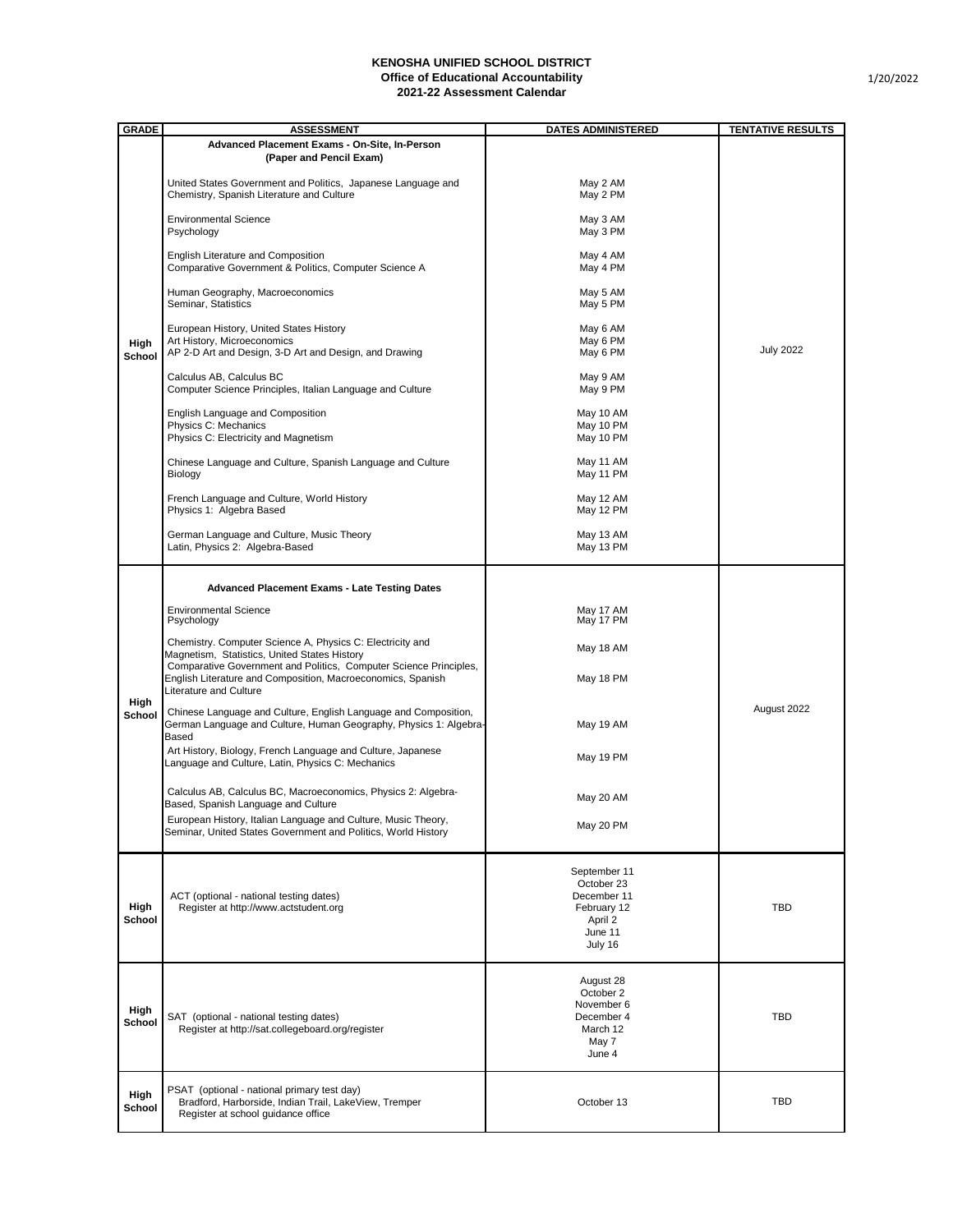**KENOSHA UNIFIED SCHOOL DISTRICT**
**Office of Educational Accountability**
**2021-22 Assessment Calendar**

1/20/2022

| GRADE | ASSESSMENT | DATES ADMINISTERED | TENTATIVE RESULTS |
|---|---|---|---|
| High School | **Advanced Placement Exams - On-Site, In-Person (Paper and Pencil Exam)**<br><br>United States Government and Politics, Japanese Language and Chemistry, Spanish Literature and Culture<br><br>Environmental Science<br>Psychology<br><br>English Literature and Composition<br>Comparative Government & Politics, Computer Science A<br><br>Human Geography, Macroeconomics<br>Seminar, Statistics<br><br>European History, United States History<br>Art History, Microeconomics<br>AP 2-D Art and Design, 3-D Art and Design, and Drawing<br><br>Calculus AB, Calculus BC<br>Computer Science Principles, Italian Language and Culture<br><br>English Language and Composition<br>Physics C: Mechanics<br>Physics C: Electricity and Magnetism<br><br>Chinese Language and Culture, Spanish Language and Culture<br>Biology<br><br>French Language and Culture, World History<br>Physics 1: Algebra Based<br><br>German Language and Culture, Music Theory<br>Latin, Physics 2: Algebra-Based | <br><br><br>May 2 AM<br>May 2 PM<br><br>May 3 AM<br>May 3 PM<br><br>May 4 AM<br>May 4 PM<br><br>May 5 AM<br>May 5 PM<br><br>May 6 AM<br>May 6 PM<br>May 6 PM<br><br>May 9 AM<br>May 9 PM<br><br>May 10 AM<br>May 10 PM<br>May 10 PM<br><br>May 11 AM<br>May 11 PM<br><br>May 12 AM<br>May 12 PM<br><br>May 13 AM<br>May 13 PM | July 2022 |
| High School | **Advanced Placement Exams - Late Testing Dates**<br><br>Environmental Science<br>Psychology<br><br>Chemistry. Computer Science A, Physics C: Electricity and Magnetism, Statistics, United States History<br><br>Comparative Government and Politics, Computer Science Principles, English Literature and Composition, Macroeconomics, Spanish Literature and Culture<br><br>Chinese Language and Culture, English Language and Composition, German Language and Culture, Human Geography, Physics 1: Algebra-Based<br><br>Art History, Biology, French Language and Culture, Japanese Language and Culture, Latin, Physics C: Mechanics<br><br>Calculus AB, Calculus BC, Macroeconomics, Physics 2: Algebra-Based, Spanish Language and Culture<br><br>European History, Italian Language and Culture, Music Theory, Seminar, United States Government and Politics, World History | <br><br>May 17 AM<br>May 17 PM<br><br>May 18 AM<br><br>May 18 PM<br><br>May 19 AM<br><br>May 19 PM<br><br>May 20 AM<br><br>May 20 PM | August 2022 |
| High School | ACT (optional - national testing dates)<br>Register at http://www.actstudent.org | September 11<br>October 23<br>December 11<br>February 12<br>April 2<br>June 11<br>July 16 | TBD |
| High School | SAT (optional - national testing dates)<br>Register at http://sat.collegeboard.org/register | August 28<br>October 2<br>November 6<br>December 4<br>March 12<br>May 7<br>June 4 | TBD |
| High School | PSAT (optional - national primary test day)<br>Bradford, Harborside, Indian Trail, LakeView, Tremper<br>Register at school guidance office | October 13 | TBD |